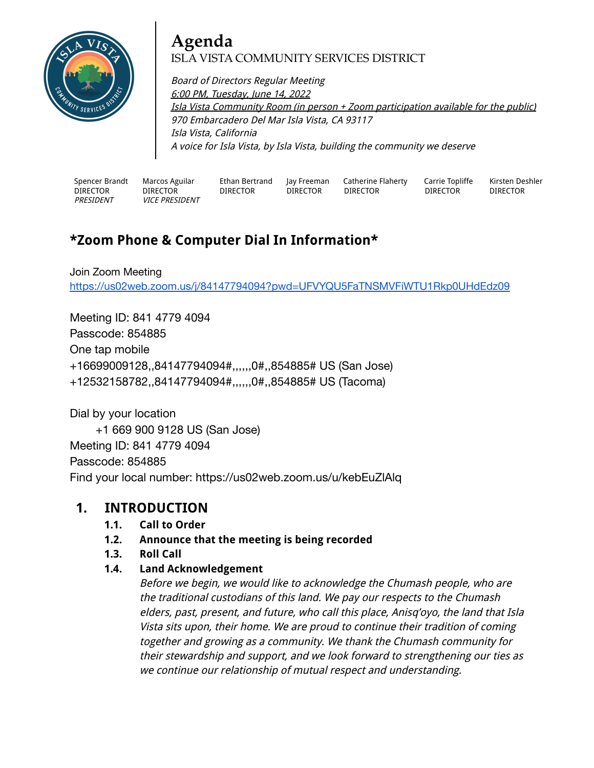# Agenda

ISLA VISTA COMMUNITY SERVICES DISTRICT

*Board of Directors Regular Meeting*
*6:00 PM, Tuesday, June 14, 2022*
*Isla Vista Community Room (in person + Zoom participation available for the public)*
*970 Embarcadero Del Mar Isla Vista, CA 93117*
*Isla Vista, California*
*A voice for Isla Vista, by Isla Vista, building the community we deserve*

| Spencer Brandt | Marcos Aguilar | Ethan Bertrand | Jay Freeman | Catherine Flaherty | Carrie Topliffe | Kirsten Deshler |
|---|---|---|---|---|---|---|
| DIRECTOR | DIRECTOR | DIRECTOR | DIRECTOR | DIRECTOR | DIRECTOR | DIRECTOR |
| *PRESIDENT* | *VICE PRESIDENT* | | | | | |

## *Zoom Phone & Computer Dial In Information*

Join Zoom Meeting
https://us02web.zoom.us/j/84147794094?pwd=UFVYQU5FaTNSMVFiWTU1Rkp0UHdEdz09

Meeting ID: 841 4779 4094
Passcode: 854885
One tap mobile
+16699009128,,84147794094#,,,,,,0#,,854885# US (San Jose)
+12532158782,,84147794094#,,,,,,0#,,854885# US (Tacoma)

Dial by your location
+1 669 900 9128 US (San Jose)
Meeting ID: 841 4779 4094
Passcode: 854885
Find your local number: https://us02web.zoom.us/u/kebEuZlAlq

## 1. INTRODUCTION

**1.1. Call to Order**

**1.2. Announce that the meeting is being recorded**

**1.3. Roll Call**

**1.4. Land Acknowledgement**

*Before we begin, we would like to acknowledge the Chumash people, who are the traditional custodians of this land. We pay our respects to the Chumash elders, past, present, and future, who call this place, Anisq'oyo, the land that Isla Vista sits upon, their home. We are proud to continue their tradition of coming together and growing as a community. We thank the Chumash community for their stewardship and support, and we look forward to strengthening our ties as we continue our relationship of mutual respect and understanding.*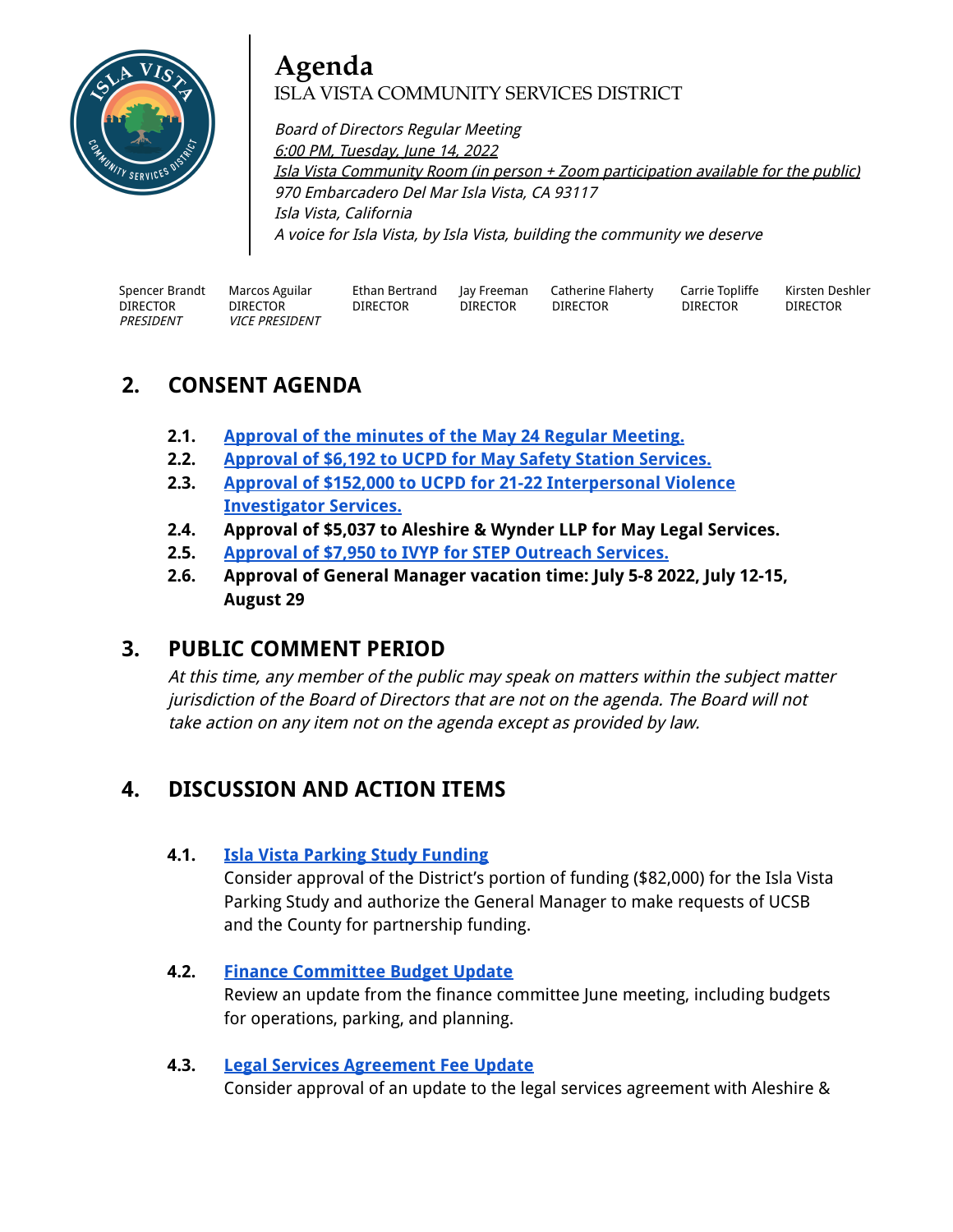# Agenda

ISLA VISTA COMMUNITY SERVICES DISTRICT

*Board of Directors Regular Meeting*
*6:00 PM, Tuesday, June 14, 2022*
*Isla Vista Community Room (in person + Zoom participation available for the public)*
*970 Embarcadero Del Mar Isla Vista, CA 93117*
*Isla Vista, California*
*A voice for Isla Vista, by Isla Vista, building the community we deserve*

| Spencer Brandt | Marcos Aguilar | Ethan Bertrand | Jay Freeman | Catherine Flaherty | Carrie Topliffe | Kirsten Deshler |
|---|---|---|---|---|---|---|
| DIRECTOR | DIRECTOR | DIRECTOR | DIRECTOR | DIRECTOR | DIRECTOR | DIRECTOR |
| *PRESIDENT* | *VICE PRESIDENT* | | | | | |

## 2. CONSENT AGENDA

- **2.1.** **Approval of the minutes of the May 24 Regular Meeting.**
- **2.2.** **Approval of $6,192 to UCPD for May Safety Station Services.**
- **2.3.** **Approval of $152,000 to UCPD for 21-22 Interpersonal Violence Investigator Services.**
- **2.4.** **Approval of $5,037 to Aleshire & Wynder LLP for May Legal Services.**
- **2.5.** **Approval of $7,950 to IVYP for STEP Outreach Services.**
- **2.6.** **Approval of General Manager vacation time: July 5-8 2022, July 12-15, August 29**

## 3. PUBLIC COMMENT PERIOD

*At this time, any member of the public may speak on matters within the subject matter jurisdiction of the Board of Directors that are not on the agenda. The Board will not take action on any item not on the agenda except as provided by law.*

## 4. DISCUSSION AND ACTION ITEMS

**4.1. Isla Vista Parking Study Funding**

Consider approval of the District's portion of funding ($82,000) for the Isla Vista Parking Study and authorize the General Manager to make requests of UCSB and the County for partnership funding.

**4.2. Finance Committee Budget Update**

Review an update from the finance committee June meeting, including budgets for operations, parking, and planning.

**4.3. Legal Services Agreement Fee Update**

Consider approval of an update to the legal services agreement with Aleshire &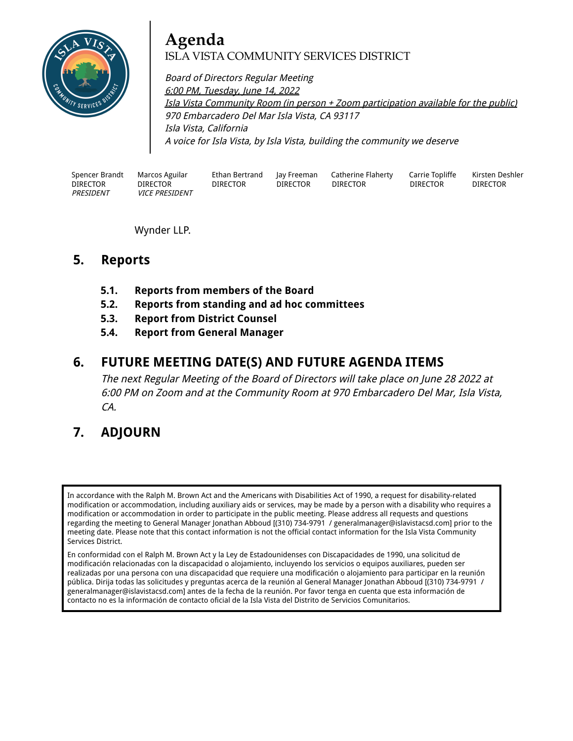# Agenda

ISLA VISTA COMMUNITY SERVICES DISTRICT

*Board of Directors Regular Meeting*
*6:00 PM, Tuesday, June 14, 2022*
*Isla Vista Community Room (in person + Zoom participation available for the public)*
*970 Embarcadero Del Mar Isla Vista, CA 93117*
*Isla Vista, California*
*A voice for Isla Vista, by Isla Vista, building the community we deserve*

| | | | | | | |
|---|---|---|---|---|---|---|
| Spencer Brandt<br>DIRECTOR<br>*PRESIDENT* | Marcos Aguilar<br>DIRECTOR<br>*VICE PRESIDENT* | Ethan Bertrand<br>DIRECTOR | Jay Freeman<br>DIRECTOR | Catherine Flaherty<br>DIRECTOR | Carrie Topliffe<br>DIRECTOR | Kirsten Deshler<br>DIRECTOR |

Wynder LLP.

## 5. Reports

**5.1. Reports from members of the Board**

**5.2. Reports from standing and ad hoc committees**

**5.3. Report from District Counsel**

**5.4. Report from General Manager**

## 6. FUTURE MEETING DATE(S) AND FUTURE AGENDA ITEMS

*The next Regular Meeting of the Board of Directors will take place on June 28 2022 at 6:00 PM on Zoom and at the Community Room at 970 Embarcadero Del Mar, Isla Vista, CA.*

## 7. ADJOURN

In accordance with the Ralph M. Brown Act and the Americans with Disabilities Act of 1990, a request for disability-related modification or accommodation, including auxiliary aids or services, may be made by a person with a disability who requires a modification or accommodation in order to participate in the public meeting. Please address all requests and questions regarding the meeting to General Manager Jonathan Abboud [(310) 734-9791 / generalmanager@islavistacsd.com] prior to the meeting date. Please note that this contact information is not the official contact information for the Isla Vista Community Services District.

En conformidad con el Ralph M. Brown Act y la Ley de Estadounidenses con Discapacidades de 1990, una solicitud de modificación relacionadas con la discapacidad o alojamiento, incluyendo los servicios o equipos auxiliares, pueden ser realizadas por una persona con una discapacidad que requiere una modificación o alojamiento para participar en la reunión pública. Dirija todas las solicitudes y preguntas acerca de la reunión al General Manager Jonathan Abboud [(310) 734-9791 / generalmanager@islavistacsd.com] antes de la fecha de la reunión. Por favor tenga en cuenta que esta información de contacto no es la información de contacto oficial de la Isla Vista del Distrito de Servicios Comunitarios.